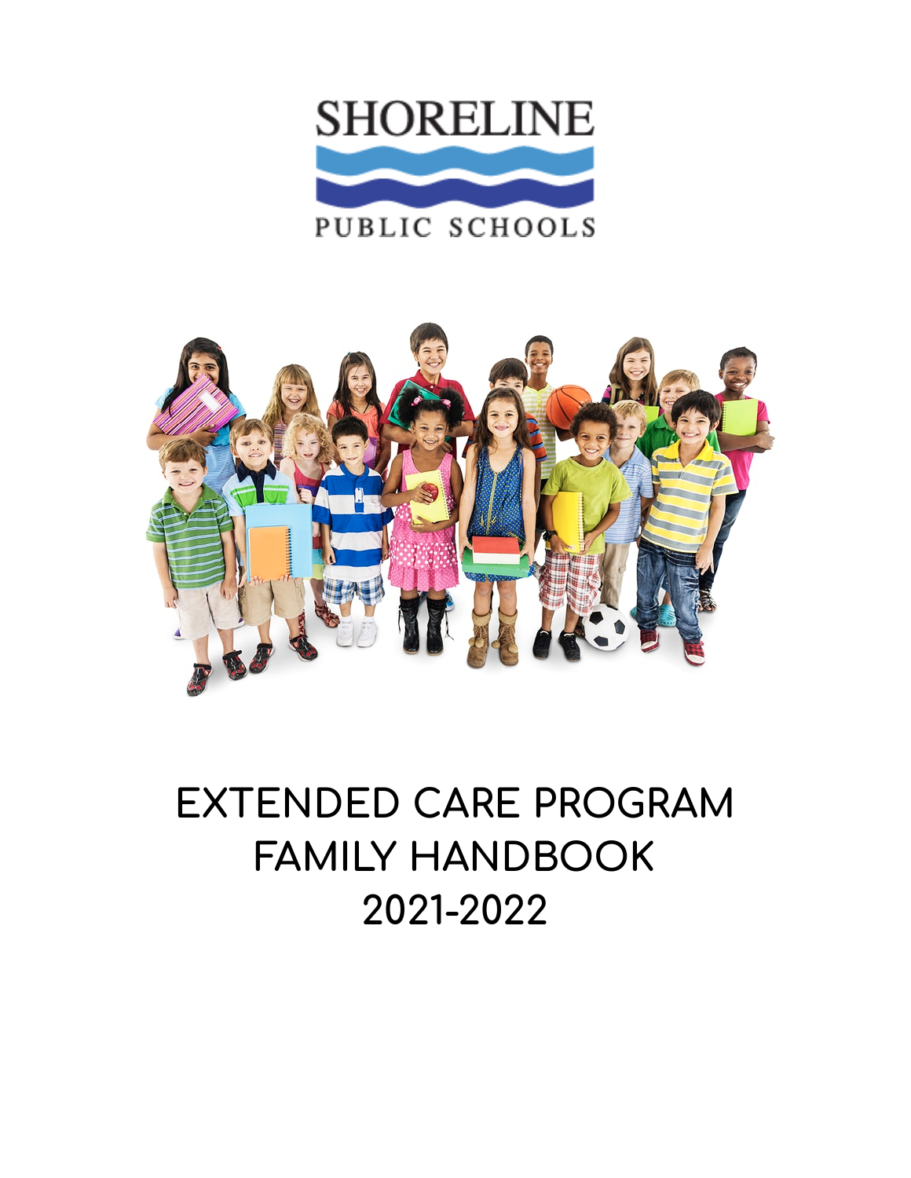SHORELINE

PUBLIC SCHOOLS

# EXTENDED CARE PROGRAM FAMILY HANDBOOK 2021-2022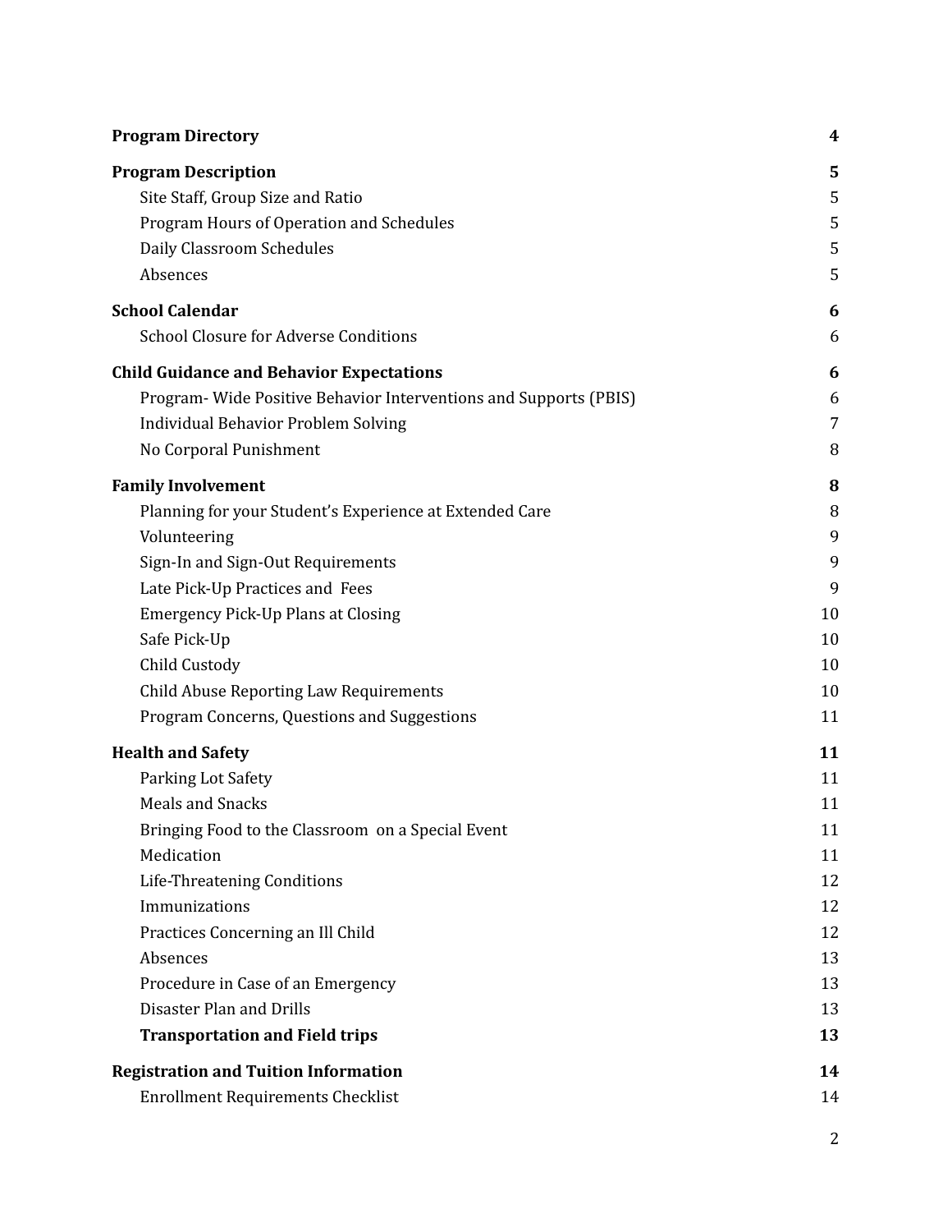| | |
|---|---|
| **Program Directory** | **4** |
| **Program Description** | **5** |
| Site Staff, Group Size and Ratio | 5 |
| Program Hours of Operation and Schedules | 5 |
| Daily Classroom Schedules | 5 |
| Absences | 5 |
| **School Calendar** | **6** |
| School Closure for Adverse Conditions | 6 |
| **Child Guidance and Behavior Expectations** | **6** |
| Program- Wide Positive Behavior Interventions and Supports (PBIS) | 6 |
| Individual Behavior Problem Solving | 7 |
| No Corporal Punishment | 8 |
| **Family Involvement** | **8** |
| Planning for your Student's Experience at Extended Care | 8 |
| Volunteering | 9 |
| Sign-In and Sign-Out Requirements | 9 |
| Late Pick-Up Practices and Fees | 9 |
| Emergency Pick-Up Plans at Closing | 10 |
| Safe Pick-Up | 10 |
| Child Custody | 10 |
| Child Abuse Reporting Law Requirements | 10 |
| Program Concerns, Questions and Suggestions | 11 |
| **Health and Safety** | **11** |
| Parking Lot Safety | 11 |
| Meals and Snacks | 11 |
| Bringing Food to the Classroom on a Special Event | 11 |
| Medication | 11 |
| Life-Threatening Conditions | 12 |
| Immunizations | 12 |
| Practices Concerning an Ill Child | 12 |
| Absences | 13 |
| Procedure in Case of an Emergency | 13 |
| Disaster Plan and Drills | 13 |
| **Transportation and Field trips** | **13** |
| **Registration and Tuition Information** | **14** |
| Enrollment Requirements Checklist | 14 |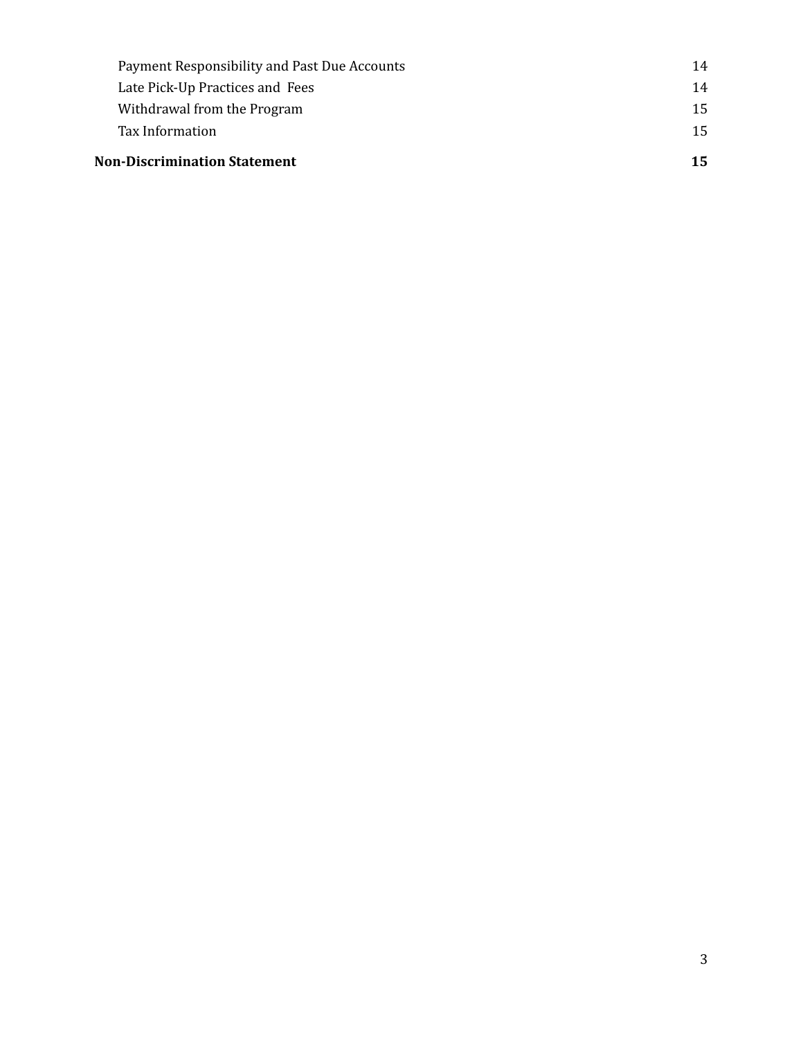| | |
|---|---|
| Payment Responsibility and Past Due Accounts | 14 |
| Late Pick-Up Practices and Fees | 14 |
| Withdrawal from the Program | 15 |
| Tax Information | 15 |
| **Non-Discrimination Statement** | **15** |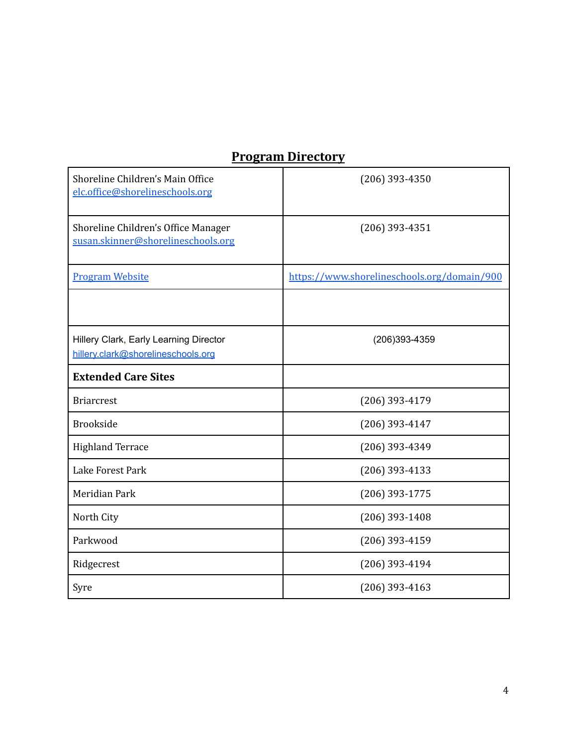## Program Directory

| | |
|---|---|
| Shoreline Children's Main Office<br>elc.office@shorelineschools.org | (206) 393-4350 |
| Shoreline Children's Office Manager<br>susan.skinner@shorelineschools.org | (206) 393-4351 |
| Program Website | https://www.shorelineschools.org/domain/900 |
| | |
| Hillery Clark, Early Learning Director<br>hillery.clark@shorelineschools.org | (206)393-4359 |
| **Extended Care Sites** | |
| Briarcrest | (206) 393-4179 |
| Brookside | (206) 393-4147 |
| Highland Terrace | (206) 393-4349 |
| Lake Forest Park | (206) 393-4133 |
| Meridian Park | (206) 393-1775 |
| North City | (206) 393-1408 |
| Parkwood | (206) 393-4159 |
| Ridgecrest | (206) 393-4194 |
| Syre | (206) 393-4163 |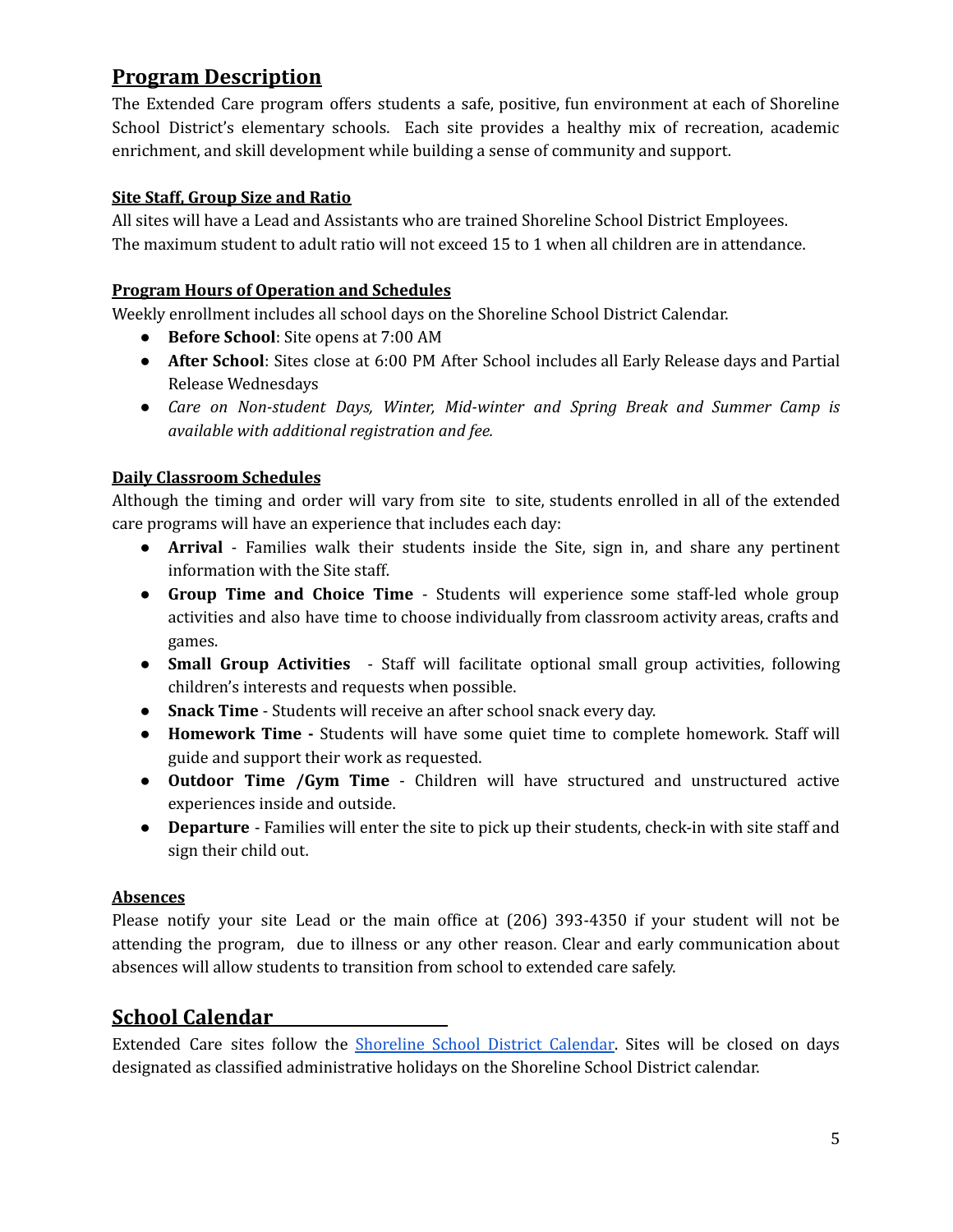## Program Description

The Extended Care program offers students a safe, positive, fun environment at each of Shoreline School District's elementary schools. Each site provides a healthy mix of recreation, academic enrichment, and skill development while building a sense of community and support.

### Site Staff, Group Size and Ratio

All sites will have a Lead and Assistants who are trained Shoreline School District Employees. The maximum student to adult ratio will not exceed 15 to 1 when all children are in attendance.

### Program Hours of Operation and Schedules

Weekly enrollment includes all school days on the Shoreline School District Calendar.

- **Before School**: Site opens at 7:00 AM
- **After School**: Sites close at 6:00 PM After School includes all Early Release days and Partial Release Wednesdays
- *Care on Non-student Days, Winter, Mid-winter and Spring Break and Summer Camp is available with additional registration and fee.*

### Daily Classroom Schedules

Although the timing and order will vary from site to site, students enrolled in all of the extended care programs will have an experience that includes each day:

- **Arrival** - Families walk their students inside the Site, sign in, and share any pertinent information with the Site staff.
- **Group Time and Choice Time** - Students will experience some staff-led whole group activities and also have time to choose individually from classroom activity areas, crafts and games.
- **Small Group Activities** - Staff will facilitate optional small group activities, following children's interests and requests when possible.
- **Snack Time** - Students will receive an after school snack every day.
- **Homework Time -** Students will have some quiet time to complete homework. Staff will guide and support their work as requested.
- **Outdoor Time /Gym Time** - Children will have structured and unstructured active experiences inside and outside.
- **Departure** - Families will enter the site to pick up their students, check-in with site staff and sign their child out.

### Absences

Please notify your site Lead or the main office at (206) 393-4350 if your student will not be attending the program, due to illness or any other reason. Clear and early communication about absences will allow students to transition from school to extended care safely.

## School Calendar

Extended Care sites follow the Shoreline School District Calendar. Sites will be closed on days designated as classified administrative holidays on the Shoreline School District calendar.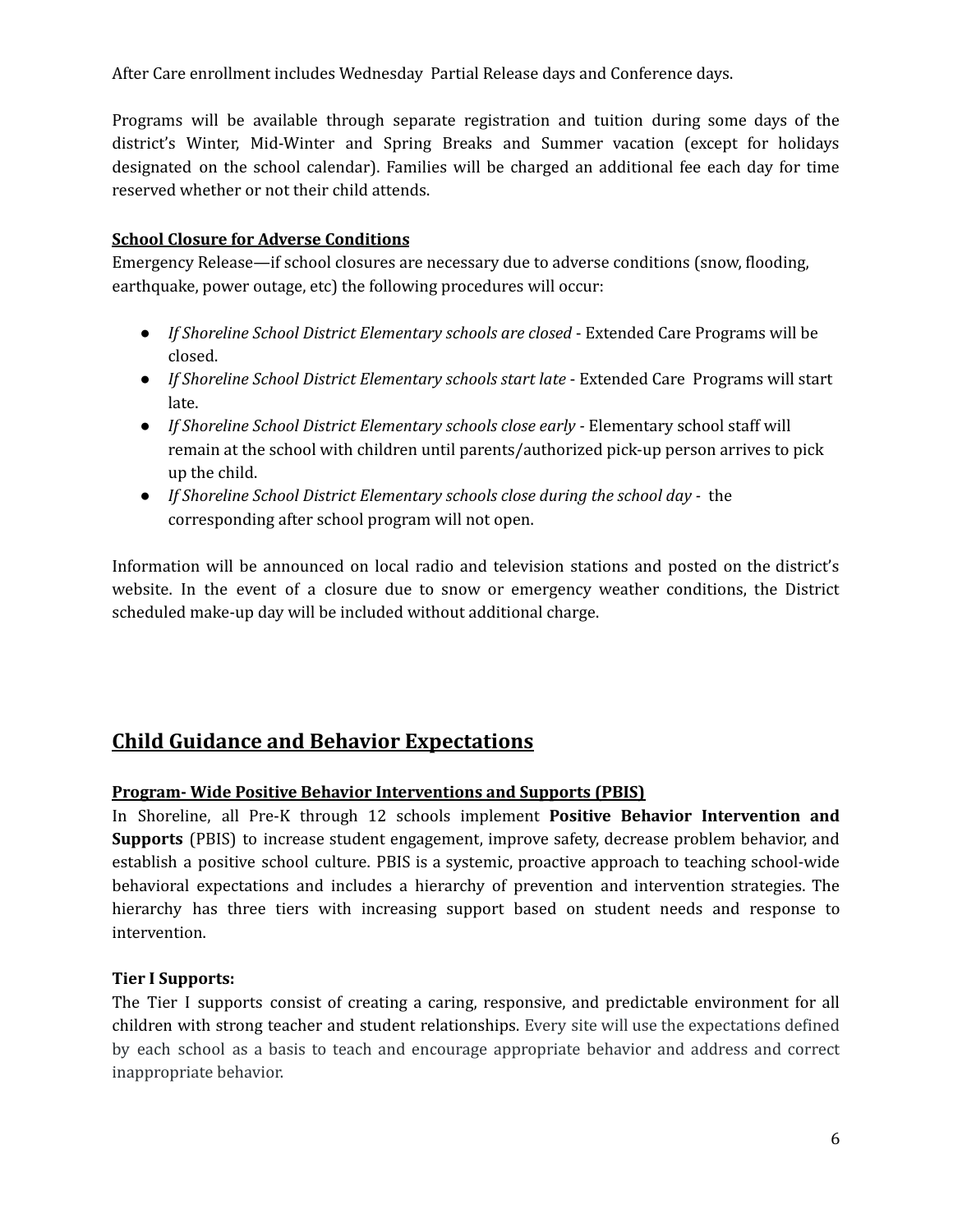After Care enrollment includes Wednesday Partial Release days and Conference days.

Programs will be available through separate registration and tuition during some days of the district's Winter, Mid-Winter and Spring Breaks and Summer vacation (except for holidays designated on the school calendar). Families will be charged an additional fee each day for time reserved whether or not their child attends.

**School Closure for Adverse Conditions**

Emergency Release—if school closures are necessary due to adverse conditions (snow, flooding, earthquake, power outage, etc) the following procedures will occur:

- *If Shoreline School District Elementary schools are closed* - Extended Care Programs will be closed.
- *If Shoreline School District Elementary schools start late* - Extended Care Programs will start late.
- *If Shoreline School District Elementary schools close early* - Elementary school staff will remain at the school with children until parents/authorized pick-up person arrives to pick up the child.
- *If Shoreline School District Elementary schools close during the school day* - the corresponding after school program will not open.

Information will be announced on local radio and television stations and posted on the district's website. In the event of a closure due to snow or emergency weather conditions, the District scheduled make-up day will be included without additional charge.

## Child Guidance and Behavior Expectations

**Program- Wide Positive Behavior Interventions and Supports (PBIS)**

In Shoreline, all Pre-K through 12 schools implement **Positive Behavior Intervention and Supports** (PBIS) to increase student engagement, improve safety, decrease problem behavior, and establish a positive school culture. PBIS is a systemic, proactive approach to teaching school-wide behavioral expectations and includes a hierarchy of prevention and intervention strategies. The hierarchy has three tiers with increasing support based on student needs and response to intervention.

**Tier I Supports:**

The Tier I supports consist of creating a caring, responsive, and predictable environment for all children with strong teacher and student relationships. Every site will use the expectations defined by each school as a basis to teach and encourage appropriate behavior and address and correct inappropriate behavior.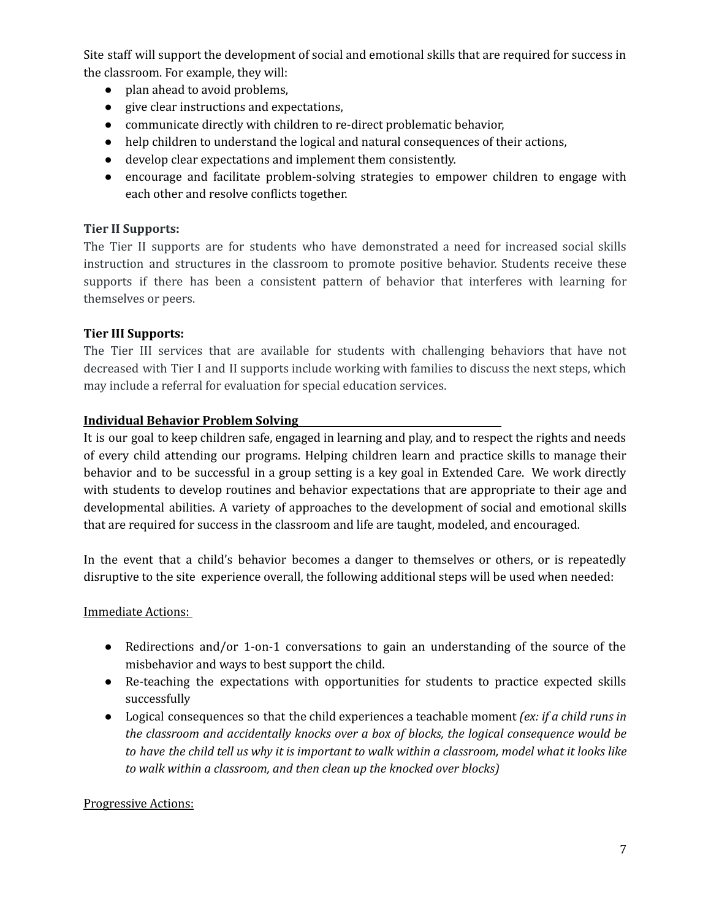Site staff will support the development of social and emotional skills that are required for success in the classroom. For example, they will:

- plan ahead to avoid problems,
- give clear instructions and expectations,
- communicate directly with children to re-direct problematic behavior,
- help children to understand the logical and natural consequences of their actions,
- develop clear expectations and implement them consistently.
- encourage and facilitate problem-solving strategies to empower children to engage with each other and resolve conflicts together.

**Tier II Supports:**

The Tier II supports are for students who have demonstrated a need for increased social skills instruction and structures in the classroom to promote positive behavior. Students receive these supports if there has been a consistent pattern of behavior that interferes with learning for themselves or peers.

**Tier III Supports:**

The Tier III services that are available for students with challenging behaviors that have not decreased with Tier I and II supports include working with families to discuss the next steps, which may include a referral for evaluation for special education services.

**Individual Behavior Problem Solving**

It is our goal to keep children safe, engaged in learning and play, and to respect the rights and needs of every child attending our programs. Helping children learn and practice skills to manage their behavior and to be successful in a group setting is a key goal in Extended Care. We work directly with students to develop routines and behavior expectations that are appropriate to their age and developmental abilities. A variety of approaches to the development of social and emotional skills that are required for success in the classroom and life are taught, modeled, and encouraged.

In the event that a child's behavior becomes a danger to themselves or others, or is repeatedly disruptive to the site experience overall, the following additional steps will be used when needed:

Immediate Actions:

- Redirections and/or 1-on-1 conversations to gain an understanding of the source of the misbehavior and ways to best support the child.
- Re-teaching the expectations with opportunities for students to practice expected skills successfully
- Logical consequences so that the child experiences a teachable moment *(ex: if a child runs in the classroom and accidentally knocks over a box of blocks, the logical consequence would be to have the child tell us why it is important to walk within a classroom, model what it looks like to walk within a classroom, and then clean up the knocked over blocks)*

Progressive Actions: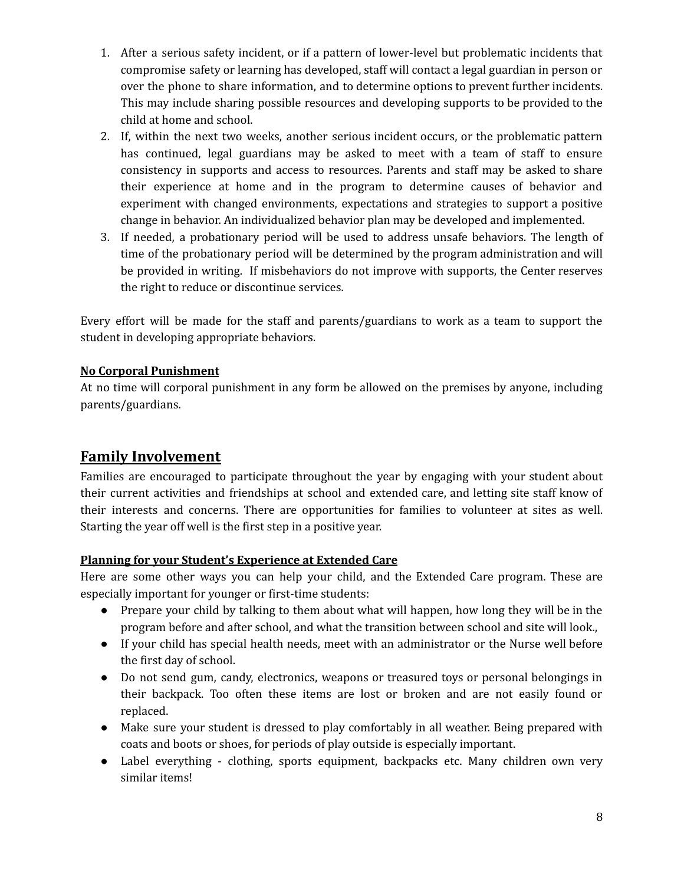1. After a serious safety incident, or if a pattern of lower-level but problematic incidents that compromise safety or learning has developed, staff will contact a legal guardian in person or over the phone to share information, and to determine options to prevent further incidents. This may include sharing possible resources and developing supports to be provided to the child at home and school.
2. If, within the next two weeks, another serious incident occurs, or the problematic pattern has continued, legal guardians may be asked to meet with a team of staff to ensure consistency in supports and access to resources. Parents and staff may be asked to share their experience at home and in the program to determine causes of behavior and experiment with changed environments, expectations and strategies to support a positive change in behavior. An individualized behavior plan may be developed and implemented.
3. If needed, a probationary period will be used to address unsafe behaviors. The length of time of the probationary period will be determined by the program administration and will be provided in writing. If misbehaviors do not improve with supports, the Center reserves the right to reduce or discontinue services.

Every effort will be made for the staff and parents/guardians to work as a team to support the student in developing appropriate behaviors.

### No Corporal Punishment

At no time will corporal punishment in any form be allowed on the premises by anyone, including parents/guardians.

## Family Involvement

Families are encouraged to participate throughout the year by engaging with your student about their current activities and friendships at school and extended care, and letting site staff know of their interests and concerns. There are opportunities for families to volunteer at sites as well. Starting the year off well is the first step in a positive year.

### Planning for your Student's Experience at Extended Care

Here are some other ways you can help your child, and the Extended Care program. These are especially important for younger or first-time students:

- Prepare your child by talking to them about what will happen, how long they will be in the program before and after school, and what the transition between school and site will look.,
- If your child has special health needs, meet with an administrator or the Nurse well before the first day of school.
- Do not send gum, candy, electronics, weapons or treasured toys or personal belongings in their backpack. Too often these items are lost or broken and are not easily found or replaced.
- Make sure your student is dressed to play comfortably in all weather. Being prepared with coats and boots or shoes, for periods of play outside is especially important.
- Label everything - clothing, sports equipment, backpacks etc. Many children own very similar items!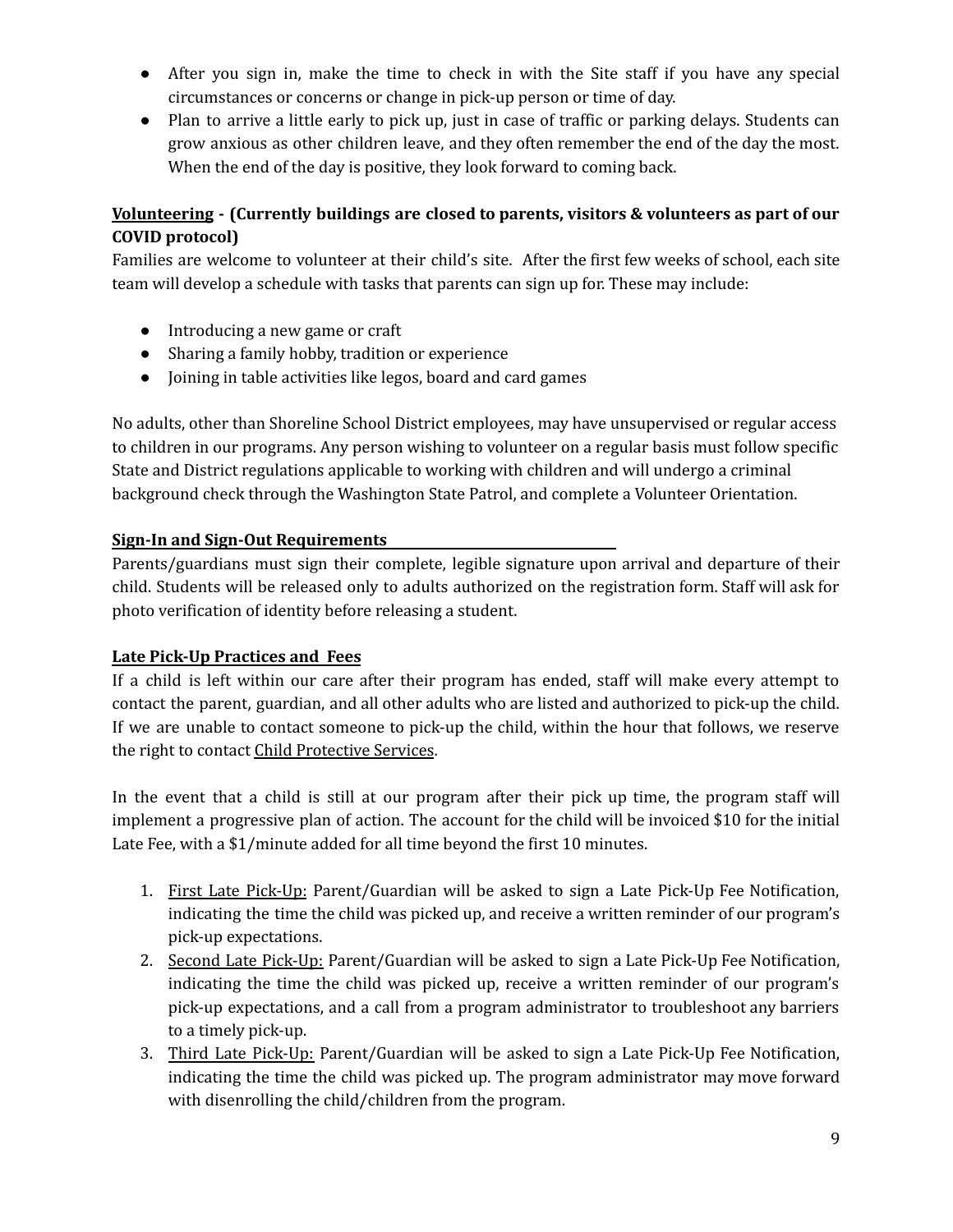- After you sign in, make the time to check in with the Site staff if you have any special circumstances or concerns or change in pick-up person or time of day.
- Plan to arrive a little early to pick up, just in case of traffic or parking delays. Students can grow anxious as other children leave, and they often remember the end of the day the most. When the end of the day is positive, they look forward to coming back.

**Volunteering - (Currently buildings are closed to parents, visitors & volunteers as part of our COVID protocol)**

Families are welcome to volunteer at their child's site. After the first few weeks of school, each site team will develop a schedule with tasks that parents can sign up for. These may include:

- Introducing a new game or craft
- Sharing a family hobby, tradition or experience
- Joining in table activities like legos, board and card games

No adults, other than Shoreline School District employees, may have unsupervised or regular access to children in our programs. Any person wishing to volunteer on a regular basis must follow specific State and District regulations applicable to working with children and will undergo a criminal background check through the Washington State Patrol, and complete a Volunteer Orientation.

**Sign-In and Sign-Out Requirements**

Parents/guardians must sign their complete, legible signature upon arrival and departure of their child. Students will be released only to adults authorized on the registration form. Staff will ask for photo verification of identity before releasing a student.

**Late Pick-Up Practices and Fees**

If a child is left within our care after their program has ended, staff will make every attempt to contact the parent, guardian, and all other adults who are listed and authorized to pick-up the child. If we are unable to contact someone to pick-up the child, within the hour that follows, we reserve the right to contact Child Protective Services.

In the event that a child is still at our program after their pick up time, the program staff will implement a progressive plan of action. The account for the child will be invoiced $10 for the initial Late Fee, with a $1/minute added for all time beyond the first 10 minutes.

1. First Late Pick-Up: Parent/Guardian will be asked to sign a Late Pick-Up Fee Notification, indicating the time the child was picked up, and receive a written reminder of our program's pick-up expectations.
2. Second Late Pick-Up: Parent/Guardian will be asked to sign a Late Pick-Up Fee Notification, indicating the time the child was picked up, receive a written reminder of our program's pick-up expectations, and a call from a program administrator to troubleshoot any barriers to a timely pick-up.
3. Third Late Pick-Up: Parent/Guardian will be asked to sign a Late Pick-Up Fee Notification, indicating the time the child was picked up. The program administrator may move forward with disenrolling the child/children from the program.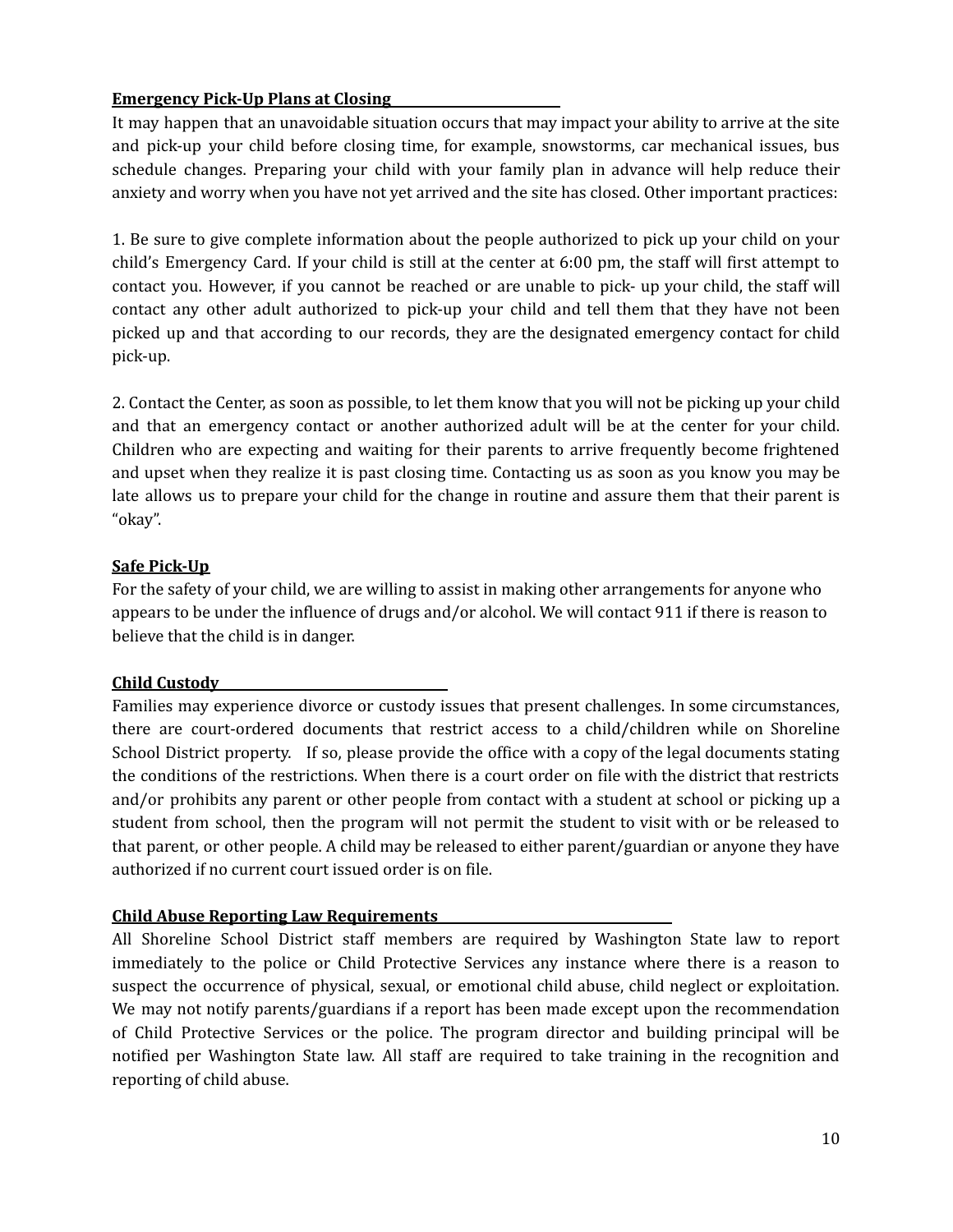**Emergency Pick-Up Plans at Closing**

It may happen that an unavoidable situation occurs that may impact your ability to arrive at the site and pick-up your child before closing time, for example, snowstorms, car mechanical issues, bus schedule changes. Preparing your child with your family plan in advance will help reduce their anxiety and worry when you have not yet arrived and the site has closed. Other important practices:

1. Be sure to give complete information about the people authorized to pick up your child on your child's Emergency Card. If your child is still at the center at 6:00 pm, the staff will first attempt to contact you. However, if you cannot be reached or are unable to pick- up your child, the staff will contact any other adult authorized to pick-up your child and tell them that they have not been picked up and that according to our records, they are the designated emergency contact for child pick-up.

2. Contact the Center, as soon as possible, to let them know that you will not be picking up your child and that an emergency contact or another authorized adult will be at the center for your child. Children who are expecting and waiting for their parents to arrive frequently become frightened and upset when they realize it is past closing time. Contacting us as soon as you know you may be late allows us to prepare your child for the change in routine and assure them that their parent is "okay".

**Safe Pick-Up**

For the safety of your child, we are willing to assist in making other arrangements for anyone who appears to be under the influence of drugs and/or alcohol. We will contact 911 if there is reason to believe that the child is in danger.

**Child Custody**

Families may experience divorce or custody issues that present challenges. In some circumstances, there are court-ordered documents that restrict access to a child/children while on Shoreline School District property. If so, please provide the office with a copy of the legal documents stating the conditions of the restrictions. When there is a court order on file with the district that restricts and/or prohibits any parent or other people from contact with a student at school or picking up a student from school, then the program will not permit the student to visit with or be released to that parent, or other people. A child may be released to either parent/guardian or anyone they have authorized if no current court issued order is on file.

**Child Abuse Reporting Law Requirements**

All Shoreline School District staff members are required by Washington State law to report immediately to the police or Child Protective Services any instance where there is a reason to suspect the occurrence of physical, sexual, or emotional child abuse, child neglect or exploitation. We may not notify parents/guardians if a report has been made except upon the recommendation of Child Protective Services or the police. The program director and building principal will be notified per Washington State law. All staff are required to take training in the recognition and reporting of child abuse.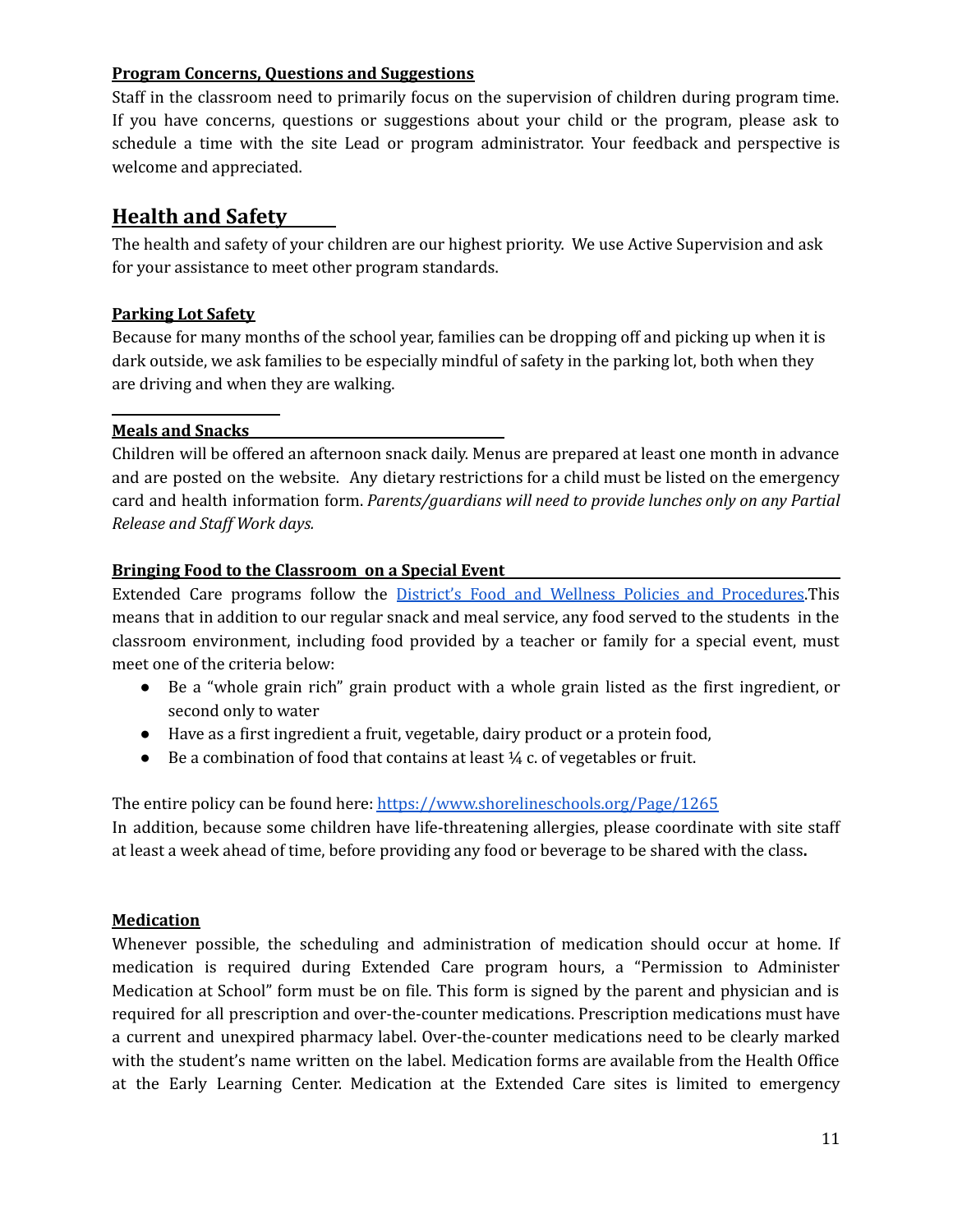**Program Concerns, Questions and Suggestions**

Staff in the classroom need to primarily focus on the supervision of children during program time. If you have concerns, questions or suggestions about your child or the program, please ask to schedule a time with the site Lead or program administrator. Your feedback and perspective is welcome and appreciated.

## Health and Safety

The health and safety of your children are our highest priority. We use Active Supervision and ask for your assistance to meet other program standards.

**Parking Lot Safety**

Because for many months of the school year, families can be dropping off and picking up when it is dark outside, we ask families to be especially mindful of safety in the parking lot, both when they are driving and when they are walking.

**Meals and Snacks**

Children will be offered an afternoon snack daily. Menus are prepared at least one month in advance and are posted on the website. Any dietary restrictions for a child must be listed on the emergency card and health information form. *Parents/guardians will need to provide lunches only on any Partial Release and Staff Work days.*

**Bringing Food to the Classroom on a Special Event**

Extended Care programs follow the [District's Food and Wellness Policies and Procedures](https://www.shorelineschools.org/Page/1265).This means that in addition to our regular snack and meal service, any food served to the students in the classroom environment, including food provided by a teacher or family for a special event, must meet one of the criteria below:

- Be a "whole grain rich" grain product with a whole grain listed as the first ingredient, or second only to water
- Have as a first ingredient a fruit, vegetable, dairy product or a protein food,
- Be a combination of food that contains at least ¼ c. of vegetables or fruit.

The entire policy can be found here: https://www.shorelineschools.org/Page/1265
In addition, because some children have life-threatening allergies, please coordinate with site staff at least a week ahead of time, before providing any food or beverage to be shared with the class**.**

**Medication**

Whenever possible, the scheduling and administration of medication should occur at home. If medication is required during Extended Care program hours, a "Permission to Administer Medication at School" form must be on file. This form is signed by the parent and physician and is required for all prescription and over-the-counter medications. Prescription medications must have a current and unexpired pharmacy label. Over-the-counter medications need to be clearly marked with the student's name written on the label. Medication forms are available from the Health Office at the Early Learning Center. Medication at the Extended Care sites is limited to emergency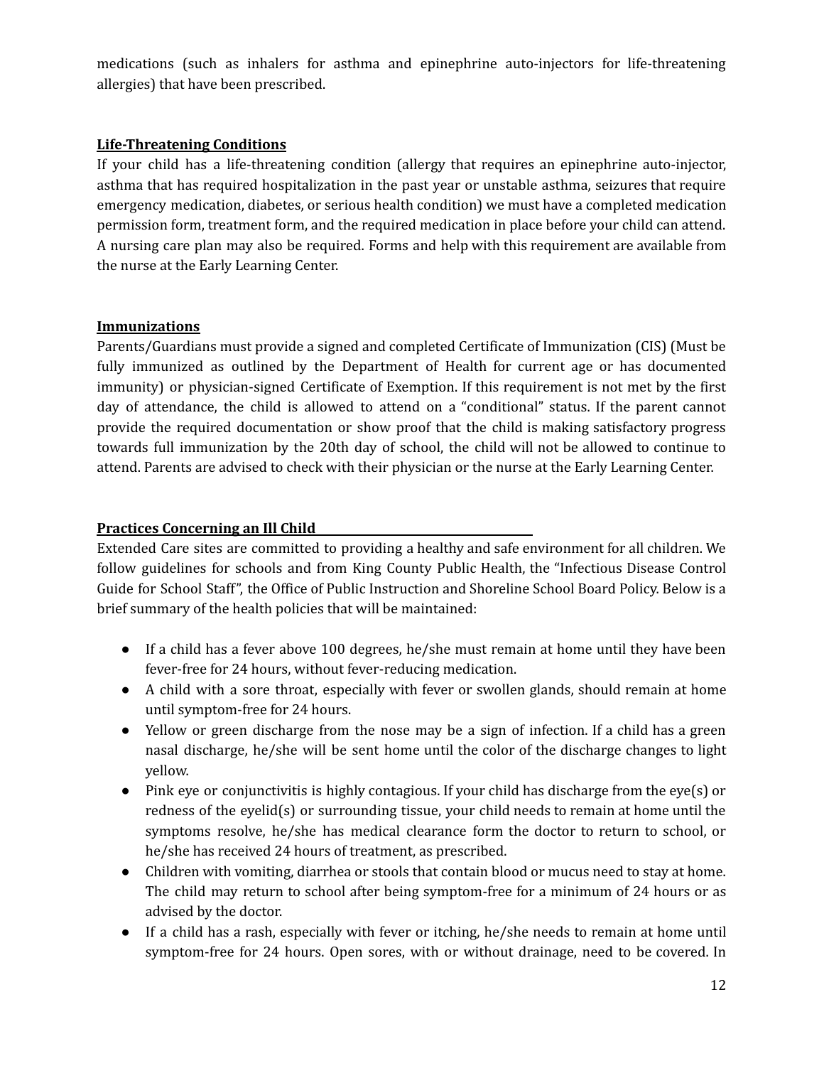medications (such as inhalers for asthma and epinephrine auto-injectors for life-threatening allergies) that have been prescribed.

### Life-Threatening Conditions

If your child has a life-threatening condition (allergy that requires an epinephrine auto-injector, asthma that has required hospitalization in the past year or unstable asthma, seizures that require emergency medication, diabetes, or serious health condition) we must have a completed medication permission form, treatment form, and the required medication in place before your child can attend. A nursing care plan may also be required. Forms and help with this requirement are available from the nurse at the Early Learning Center.

### Immunizations

Parents/Guardians must provide a signed and completed Certificate of Immunization (CIS) (Must be fully immunized as outlined by the Department of Health for current age or has documented immunity) or physician-signed Certificate of Exemption. If this requirement is not met by the first day of attendance, the child is allowed to attend on a "conditional" status. If the parent cannot provide the required documentation or show proof that the child is making satisfactory progress towards full immunization by the 20th day of school, the child will not be allowed to continue to attend. Parents are advised to check with their physician or the nurse at the Early Learning Center.

### Practices Concerning an Ill Child

Extended Care sites are committed to providing a healthy and safe environment for all children. We follow guidelines for schools and from King County Public Health, the "Infectious Disease Control Guide for School Staff", the Office of Public Instruction and Shoreline School Board Policy. Below is a brief summary of the health policies that will be maintained:

- If a child has a fever above 100 degrees, he/she must remain at home until they have been fever-free for 24 hours, without fever-reducing medication.
- A child with a sore throat, especially with fever or swollen glands, should remain at home until symptom-free for 24 hours.
- Yellow or green discharge from the nose may be a sign of infection. If a child has a green nasal discharge, he/she will be sent home until the color of the discharge changes to light yellow.
- Pink eye or conjunctivitis is highly contagious. If your child has discharge from the eye(s) or redness of the eyelid(s) or surrounding tissue, your child needs to remain at home until the symptoms resolve, he/she has medical clearance form the doctor to return to school, or he/she has received 24 hours of treatment, as prescribed.
- Children with vomiting, diarrhea or stools that contain blood or mucus need to stay at home. The child may return to school after being symptom-free for a minimum of 24 hours or as advised by the doctor.
- If a child has a rash, especially with fever or itching, he/she needs to remain at home until symptom-free for 24 hours. Open sores, with or without drainage, need to be covered. In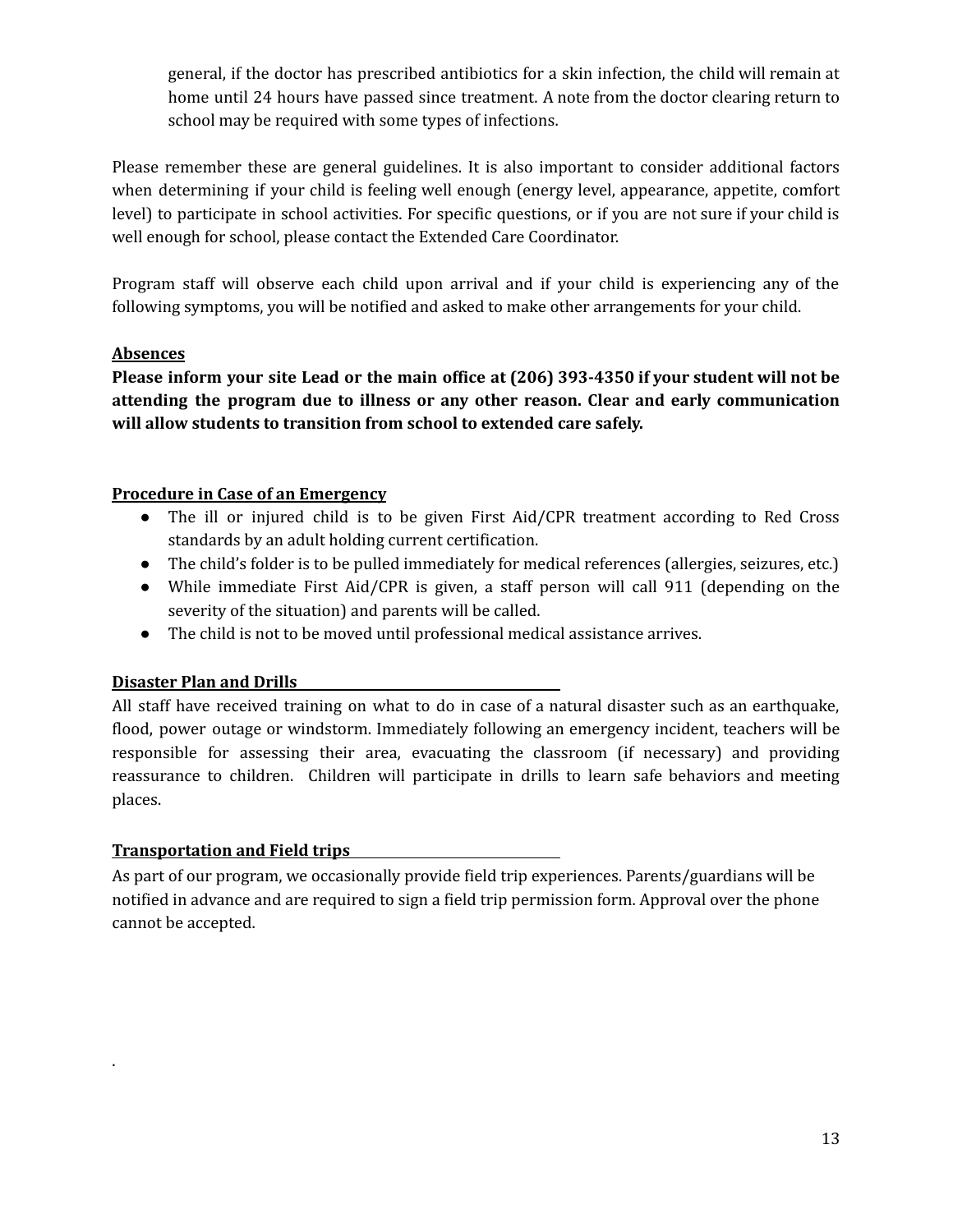general, if the doctor has prescribed antibiotics for a skin infection, the child will remain at home until 24 hours have passed since treatment. A note from the doctor clearing return to school may be required with some types of infections.

Please remember these are general guidelines. It is also important to consider additional factors when determining if your child is feeling well enough (energy level, appearance, appetite, comfort level) to participate in school activities. For specific questions, or if you are not sure if your child is well enough for school, please contact the Extended Care Coordinator.

Program staff will observe each child upon arrival and if your child is experiencing any of the following symptoms, you will be notified and asked to make other arrangements for your child.

**Absences**

**Please inform your site Lead or the main office at (206) 393-4350 if your student will not be attending the program due to illness or any other reason. Clear and early communication will allow students to transition from school to extended care safely.**

**Procedure in Case of an Emergency**

- The ill or injured child is to be given First Aid/CPR treatment according to Red Cross standards by an adult holding current certification.
- The child's folder is to be pulled immediately for medical references (allergies, seizures, etc.)
- While immediate First Aid/CPR is given, a staff person will call 911 (depending on the severity of the situation) and parents will be called.
- The child is not to be moved until professional medical assistance arrives.

**Disaster Plan and Drills**

All staff have received training on what to do in case of a natural disaster such as an earthquake, flood, power outage or windstorm. Immediately following an emergency incident, teachers will be responsible for assessing their area, evacuating the classroom (if necessary) and providing reassurance to children. Children will participate in drills to learn safe behaviors and meeting places.

**Transportation and Field trips**

As part of our program, we occasionally provide field trip experiences. Parents/guardians will be notified in advance and are required to sign a field trip permission form. Approval over the phone cannot be accepted.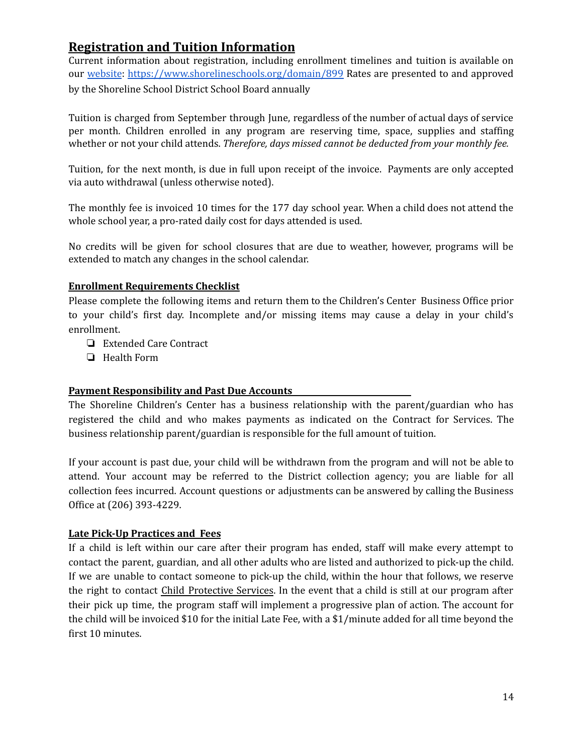## Registration and Tuition Information

Current information about registration, including enrollment timelines and tuition is available on our [website](https://www.shorelineschools.org/domain/899): https://www.shorelineschools.org/domain/899 Rates are presented to and approved by the Shoreline School District School Board annually

Tuition is charged from September through June, regardless of the number of actual days of service per month. Children enrolled in any program are reserving time, space, supplies and staffing whether or not your child attends. *Therefore, days missed cannot be deducted from your monthly fee.*

Tuition, for the next month, is due in full upon receipt of the invoice. Payments are only accepted via auto withdrawal (unless otherwise noted).

The monthly fee is invoiced 10 times for the 177 day school year. When a child does not attend the whole school year, a pro-rated daily cost for days attended is used.

No credits will be given for school closures that are due to weather, however, programs will be extended to match any changes in the school calendar.

### Enrollment Requirements Checklist

Please complete the following items and return them to the Children's Center Business Office prior to your child's first day. Incomplete and/or missing items may cause a delay in your child's enrollment.

- ❏ Extended Care Contract
- ❏ Health Form

### Payment Responsibility and Past Due Accounts

The Shoreline Children's Center has a business relationship with the parent/guardian who has registered the child and who makes payments as indicated on the Contract for Services. The business relationship parent/guardian is responsible for the full amount of tuition.

If your account is past due, your child will be withdrawn from the program and will not be able to attend. Your account may be referred to the District collection agency; you are liable for all collection fees incurred. Account questions or adjustments can be answered by calling the Business Office at (206) 393-4229.

### Late Pick-Up Practices and Fees

If a child is left within our care after their program has ended, staff will make every attempt to contact the parent, guardian, and all other adults who are listed and authorized to pick-up the child. If we are unable to contact someone to pick-up the child, within the hour that follows, we reserve the right to contact Child Protective Services. In the event that a child is still at our program after their pick up time, the program staff will implement a progressive plan of action. The account for the child will be invoiced $10 for the initial Late Fee, with a $1/minute added for all time beyond the first 10 minutes.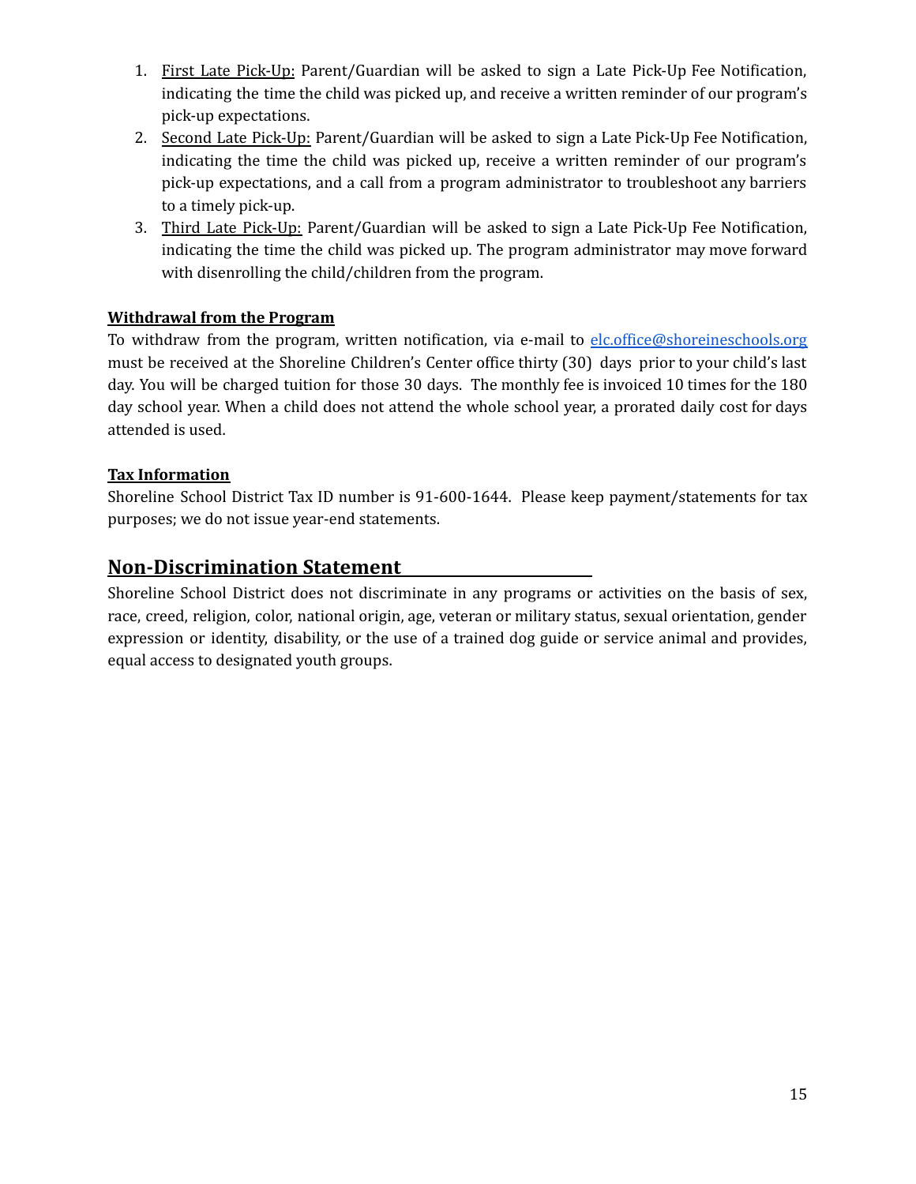1. First Late Pick-Up: Parent/Guardian will be asked to sign a Late Pick-Up Fee Notification, indicating the time the child was picked up, and receive a written reminder of our program's pick-up expectations.
2. Second Late Pick-Up: Parent/Guardian will be asked to sign a Late Pick-Up Fee Notification, indicating the time the child was picked up, receive a written reminder of our program's pick-up expectations, and a call from a program administrator to troubleshoot any barriers to a timely pick-up.
3. Third Late Pick-Up: Parent/Guardian will be asked to sign a Late Pick-Up Fee Notification, indicating the time the child was picked up. The program administrator may move forward with disenrolling the child/children from the program.

**Withdrawal from the Program**

To withdraw from the program, written notification, via e-mail to elc.office@shoreineschools.org must be received at the Shoreline Children's Center office thirty (30) days prior to your child's last day. You will be charged tuition for those 30 days. The monthly fee is invoiced 10 times for the 180 day school year. When a child does not attend the whole school year, a prorated daily cost for days attended is used.

**Tax Information**

Shoreline School District Tax ID number is 91-600-1644. Please keep payment/statements for tax purposes; we do not issue year-end statements.

## Non-Discrimination Statement

Shoreline School District does not discriminate in any programs or activities on the basis of sex, race, creed, religion, color, national origin, age, veteran or military status, sexual orientation, gender expression or identity, disability, or the use of a trained dog guide or service animal and provides, equal access to designated youth groups.